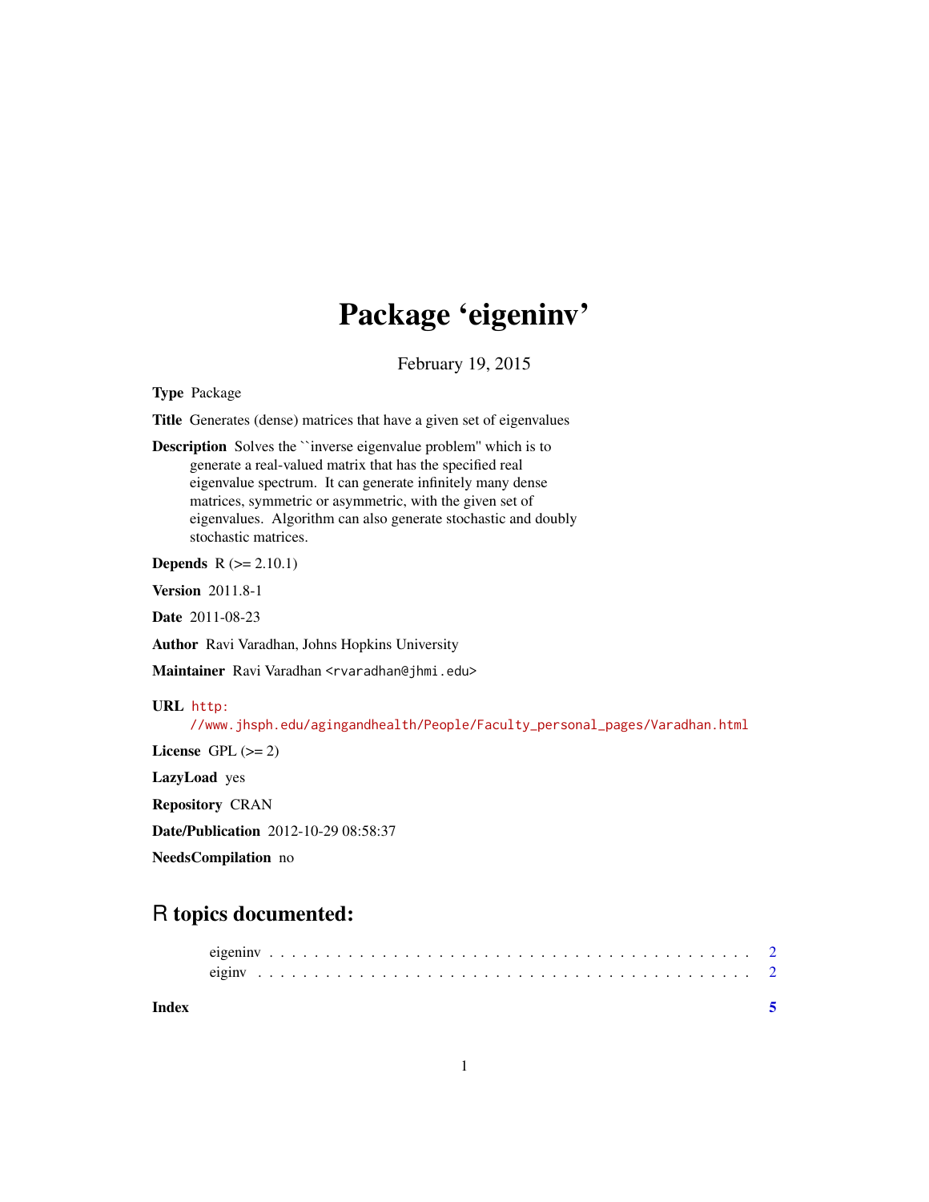# Package 'eigeninv'

February 19, 2015

**Type** Package

**Title** Generates (dense) matrices that have a given set of eigenvalues

**Description** Solves the ``inverse eigenvalue problem'' which is to generate a real-valued matrix that has the specified real eigenvalue spectrum. It can generate infinitely many dense matrices, symmetric or asymmetric, with the given set of eigenvalues. Algorithm can also generate stochastic and doubly stochastic matrices.

**Depends** R (>= 2.10.1)

**Version** 2011.8-1

**Date** 2011-08-23

**Author** Ravi Varadhan, Johns Hopkins University

**Maintainer** Ravi Varadhan <rvaradhan@jhmi.edu>

**URL** http://www.jhsph.edu/agingandhealth/People/Faculty_personal_pages/Varadhan.html

**License** GPL (>= 2)

**LazyLoad** yes

**Repository** CRAN

**Date/Publication** 2012-10-29 08:58:37

**NeedsCompilation** no

## R topics documented:

- eigeninv . . . . . . . . . . . . . . . . . . . . . . . . . . . . . . . . . . . . . . . . . . 2
- eiginv . . . . . . . . . . . . . . . . . . . . . . . . . . . . . . . . . . . . . . . . . . 2

**Index** 5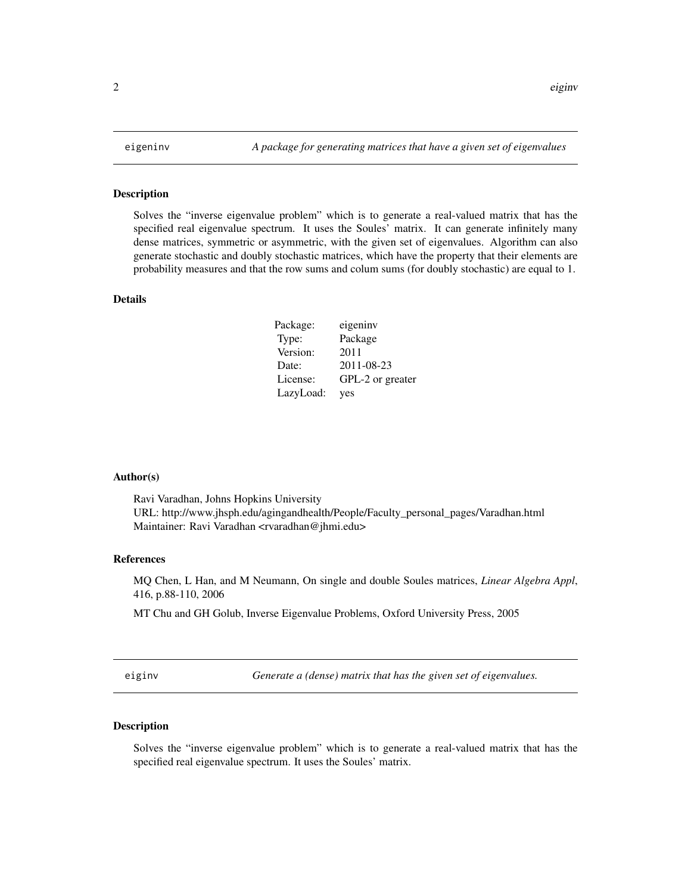`eigeninv` *A package for generating matrices that have a given set of eigenvalues*

### Description

Solves the "inverse eigenvalue problem" which is to generate a real-valued matrix that has the specified real eigenvalue spectrum. It uses the Soules' matrix. It can generate infinitely many dense matrices, symmetric or asymmetric, with the given set of eigenvalues. Algorithm can also generate stochastic and doubly stochastic matrices, which have the property that their elements are probability measures and that the row sums and colum sums (for doubly stochastic) are equal to 1.

### Details

| | |
|---|---|
| Package: | eigeninv |
| Type: | Package |
| Version: | 2011 |
| Date: | 2011-08-23 |
| License: | GPL-2 or greater |
| LazyLoad: | yes |

### Author(s)

Ravi Varadhan, Johns Hopkins University
URL: http://www.jhsph.edu/agingandhealth/People/Faculty_personal_pages/Varadhan.html
Maintainer: Ravi Varadhan <rvaradhan@jhmi.edu>

### References

MQ Chen, L Han, and M Neumann, On single and double Soules matrices, *Linear Algebra Appl*, 416, p.88-110, 2006

MT Chu and GH Golub, Inverse Eigenvalue Problems, Oxford University Press, 2005

---

`eiginv` *Generate a (dense) matrix that has the given set of eigenvalues.*

### Description

Solves the "inverse eigenvalue problem" which is to generate a real-valued matrix that has the specified real eigenvalue spectrum. It uses the Soules' matrix.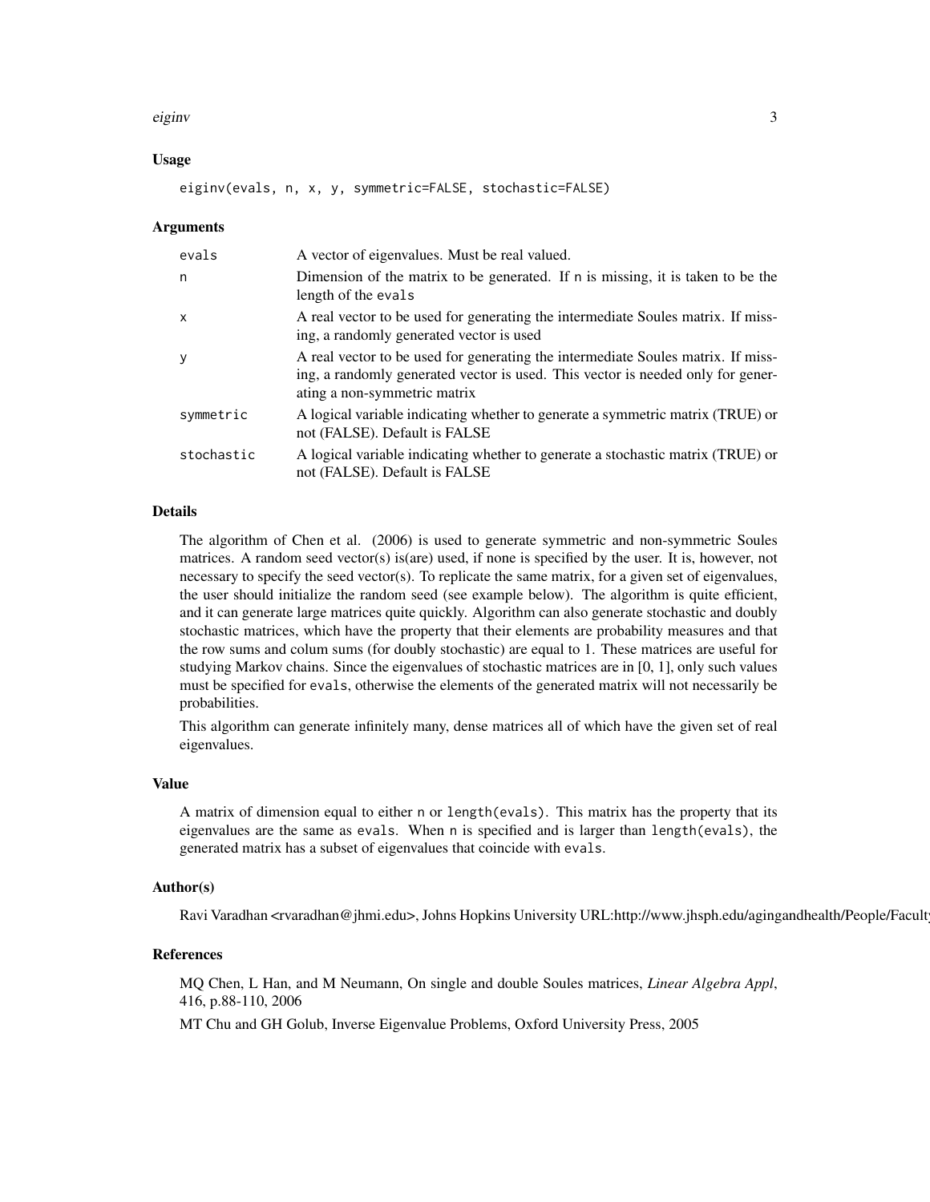### Usage

```
eiginv(evals, n, x, y, symmetric=FALSE, stochastic=FALSE)
```

### Arguments

| | |
|---|---|
| evals | A vector of eigenvalues. Must be real valued. |
| n | Dimension of the matrix to be generated. If n is missing, it is taken to be the length of the evals |
| x | A real vector to be used for generating the intermediate Soules matrix. If missing, a randomly generated vector is used |
| y | A real vector to be used for generating the intermediate Soules matrix. If missing, a randomly generated vector is used. This vector is needed only for generating a non-symmetric matrix |
| symmetric | A logical variable indicating whether to generate a symmetric matrix (TRUE) or not (FALSE). Default is FALSE |
| stochastic | A logical variable indicating whether to generate a stochastic matrix (TRUE) or not (FALSE). Default is FALSE |

### Details

The algorithm of Chen et al. (2006) is used to generate symmetric and non-symmetric Soules matrices. A random seed vector(s) is(are) used, if none is specified by the user. It is, however, not necessary to specify the seed vector(s). To replicate the same matrix, for a given set of eigenvalues, the user should initialize the random seed (see example below). The algorithm is quite efficient, and it can generate large matrices quite quickly. Algorithm can also generate stochastic and doubly stochastic matrices, which have the property that their elements are probability measures and that the row sums and colum sums (for doubly stochastic) are equal to 1. These matrices are useful for studying Markov chains. Since the eigenvalues of stochastic matrices are in [0, 1], only such values must be specified for evals, otherwise the elements of the generated matrix will not necessarily be probabilities.

This algorithm can generate infinitely many, dense matrices all of which have the given set of real eigenvalues.

### Value

A matrix of dimension equal to either n or length(evals). This matrix has the property that its eigenvalues are the same as evals. When n is specified and is larger than length(evals), the generated matrix has a subset of eigenvalues that coincide with evals.

### Author(s)

Ravi Varadhan <rvaradhan@jhmi.edu>, Johns Hopkins University URL:http://www.jhsph.edu/agingandhealth/People/Faculty

### References

MQ Chen, L Han, and M Neumann, On single and double Soules matrices, *Linear Algebra Appl*, 416, p.88-110, 2006

MT Chu and GH Golub, Inverse Eigenvalue Problems, Oxford University Press, 2005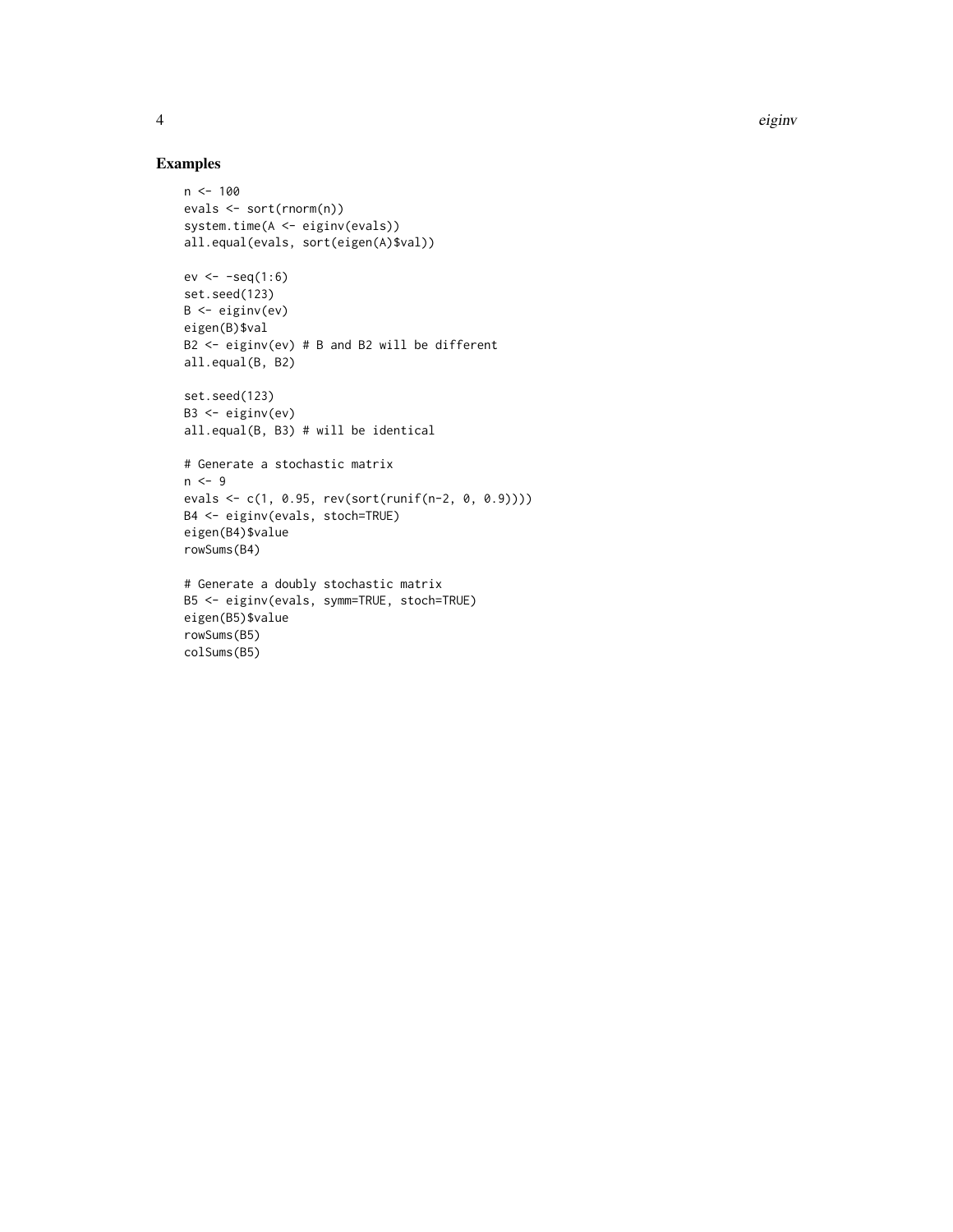## Examples

```
n <- 100
evals <- sort(rnorm(n))
system.time(A <- eiginv(evals))
all.equal(evals, sort(eigen(A)$val))

ev <- -seq(1:6)
set.seed(123)
B <- eiginv(ev)
eigen(B)$val
B2 <- eiginv(ev) # B and B2 will be different
all.equal(B, B2)

set.seed(123)
B3 <- eiginv(ev)
all.equal(B, B3) # will be identical

# Generate a stochastic matrix
n <- 9
evals <- c(1, 0.95, rev(sort(runif(n-2, 0, 0.9))))
B4 <- eiginv(evals, stoch=TRUE)
eigen(B4)$value
rowSums(B4)

# Generate a doubly stochastic matrix
B5 <- eiginv(evals, symm=TRUE, stoch=TRUE)
eigen(B5)$value
rowSums(B5)
colSums(B5)
```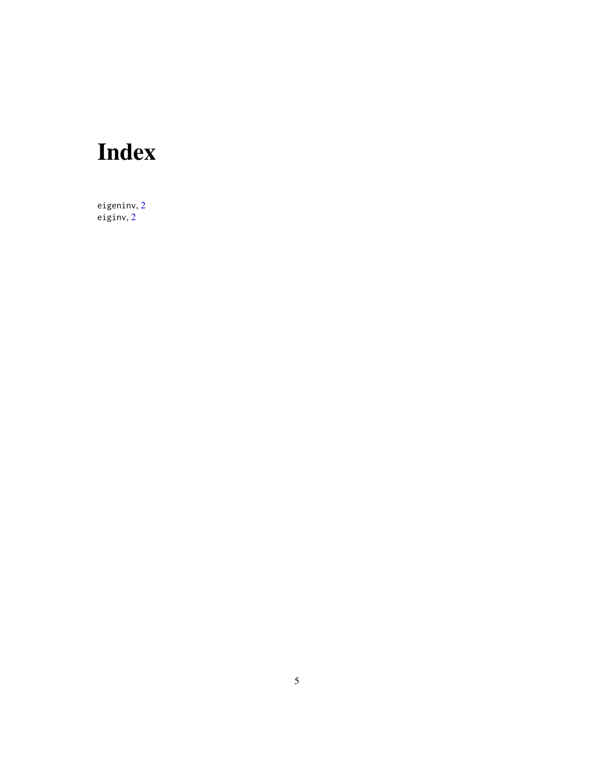# Index

eigeninv, 2
eiginv, 2